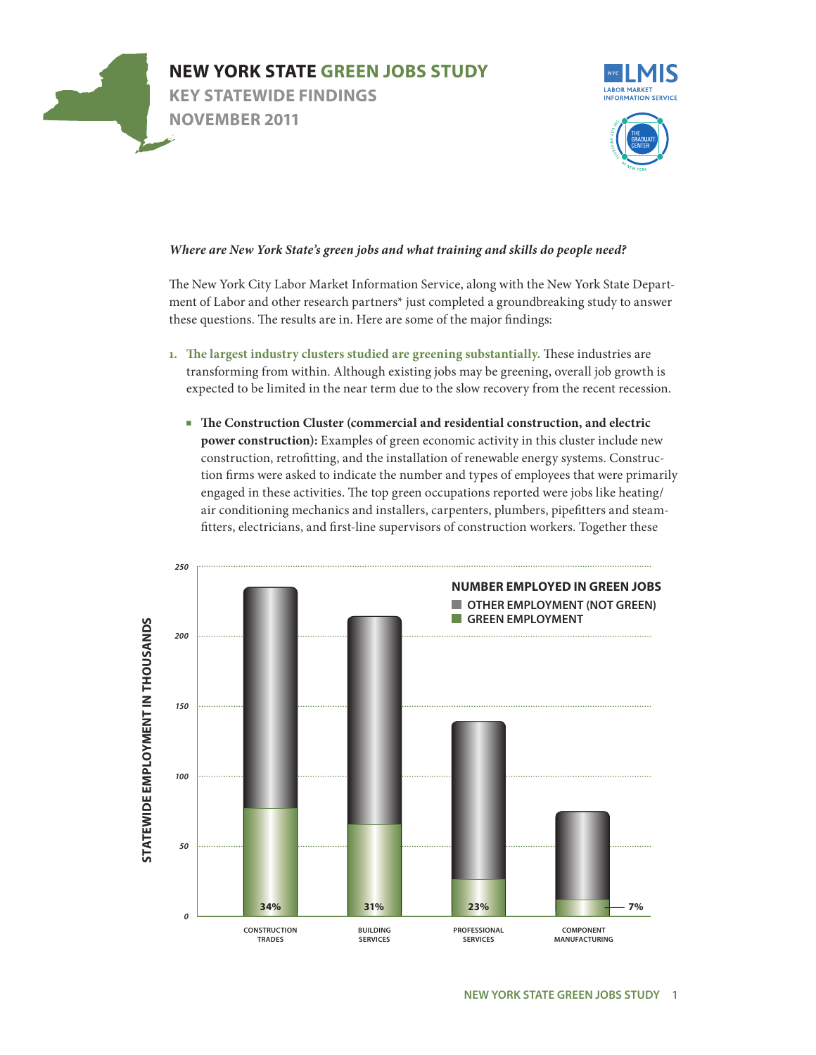# NEW YORK STATE GREEN JOBS STUDY

## KEY STATEWIDE FINDINGS

## NOVEMBER 2011

*Where are New York State's green jobs and what training and skills do people need?*

The New York City Labor Market Information Service, along with the New York State Department of Labor and other research partners* just completed a groundbreaking study to answer these questions. The results are in. Here are some of the major findings:

1. **The largest industry clusters studied are greening substantially.** These industries are transforming from within. Although existing jobs may be greening, overall job growth is expected to be limited in the near term due to the slow recovery from the recent recession.

   - **The Construction Cluster (commercial and residential construction, and electric power construction):** Examples of green economic activity in this cluster include new construction, retrofitting, and the installation of renewable energy systems. Construction firms were asked to indicate the number and types of employees that were primarily engaged in these activities. The top green occupations reported were jobs like heating/air conditioning mechanics and installers, carpenters, plumbers, pipefitters and steamfitters, electricians, and first-line supervisors of construction workers. Together these

**NUMBER EMPLOYED IN GREEN JOBS**

Statewide employment in thousands (Other employment (not green) / Green employment)

| Industry cluster | Green employment share |
| --- | --- |
| Construction Trades | 34% |
| Building Services | 31% |
| Professional Services | 23% |
| Component Manufacturing | 7% |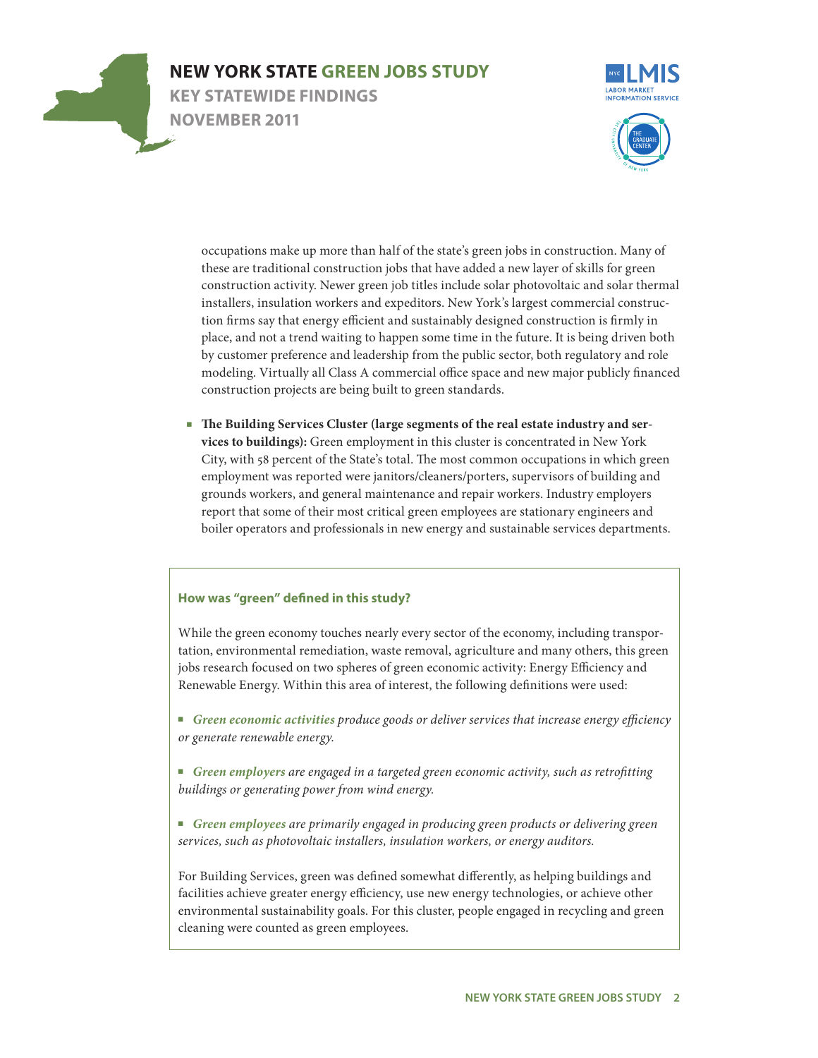occupations make up more than half of the state's green jobs in construction. Many of these are traditional construction jobs that have added a new layer of skills for green construction activity. Newer green job titles include solar photovoltaic and solar thermal installers, insulation workers and expeditors. New York's largest commercial construction firms say that energy efficient and sustainably designed construction is firmly in place, and not a trend waiting to happen some time in the future. It is being driven both by customer preference and leadership from the public sector, both regulatory and role modeling. Virtually all Class A commercial office space and new major publicly financed construction projects are being built to green standards.

- **The Building Services Cluster (large segments of the real estate industry and services to buildings):** Green employment in this cluster is concentrated in New York City, with 58 percent of the State's total. The most common occupations in which green employment was reported were janitors/cleaners/porters, supervisors of building and grounds workers, and general maintenance and repair workers. Industry employers report that some of their most critical green employees are stationary engineers and boiler operators and professionals in new energy and sustainable services departments.

#### How was "green" defined in this study?

While the green economy touches nearly every sector of the economy, including transportation, environmental remediation, waste removal, agriculture and many others, this green jobs research focused on two spheres of green economic activity: Energy Efficiency and Renewable Energy. Within this area of interest, the following definitions were used:

- ***Green economic activities*** *produce goods or deliver services that increase energy efficiency or generate renewable energy.*
- ***Green employers*** *are engaged in a targeted green economic activity, such as retrofitting buildings or generating power from wind energy.*
- ***Green employees*** *are primarily engaged in producing green products or delivering green services, such as photovoltaic installers, insulation workers, or energy auditors.*

For Building Services, green was defined somewhat differently, as helping buildings and facilities achieve greater energy efficiency, use new energy technologies, or achieve other environmental sustainability goals. For this cluster, people engaged in recycling and green cleaning were counted as green employees.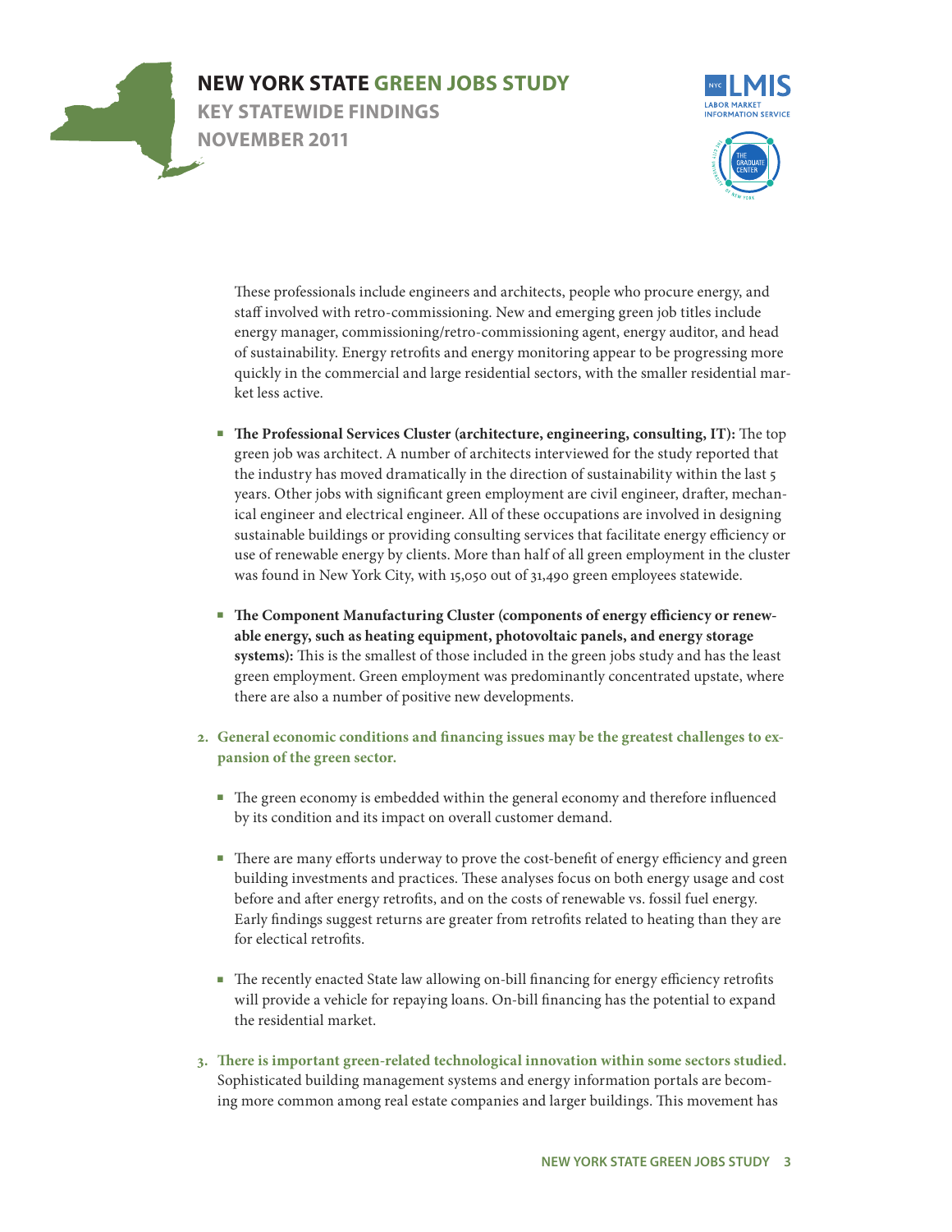These professionals include engineers and architects, people who procure energy, and staff involved with retro-commissioning. New and emerging green job titles include energy manager, commissioning/retro-commissioning agent, energy auditor, and head of sustainability. Energy retrofits and energy monitoring appear to be progressing more quickly in the commercial and large residential sectors, with the smaller residential market less active.

- **The Professional Services Cluster (architecture, engineering, consulting, IT):** The top green job was architect. A number of architects interviewed for the study reported that the industry has moved dramatically in the direction of sustainability within the last 5 years. Other jobs with significant green employment are civil engineer, drafter, mechanical engineer and electrical engineer. All of these occupations are involved in designing sustainable buildings or providing consulting services that facilitate energy efficiency or use of renewable energy by clients. More than half of all green employment in the cluster was found in New York City, with 15,050 out of 31,490 green employees statewide.

- **The Component Manufacturing Cluster (components of energy efficiency or renewable energy, such as heating equipment, photovoltaic panels, and energy storage systems):** This is the smallest of those included in the green jobs study and has the least green employment. Green employment was predominantly concentrated upstate, where there are also a number of positive new developments.

2. **General economic conditions and financing issues may be the greatest challenges to expansion of the green sector.**

   - The green economy is embedded within the general economy and therefore influenced by its condition and its impact on overall customer demand.

   - There are many efforts underway to prove the cost-benefit of energy efficiency and green building investments and practices. These analyses focus on both energy usage and cost before and after energy retrofits, and on the costs of renewable vs. fossil fuel energy. Early findings suggest returns are greater from retrofits related to heating than they are for electical retrofits.

   - The recently enacted State law allowing on-bill financing for energy efficiency retrofits will provide a vehicle for repaying loans. On-bill financing has the potential to expand the residential market.

3. **There is important green-related technological innovation within some sectors studied.** Sophisticated building management systems and energy information portals are becoming more common among real estate companies and larger buildings. This movement has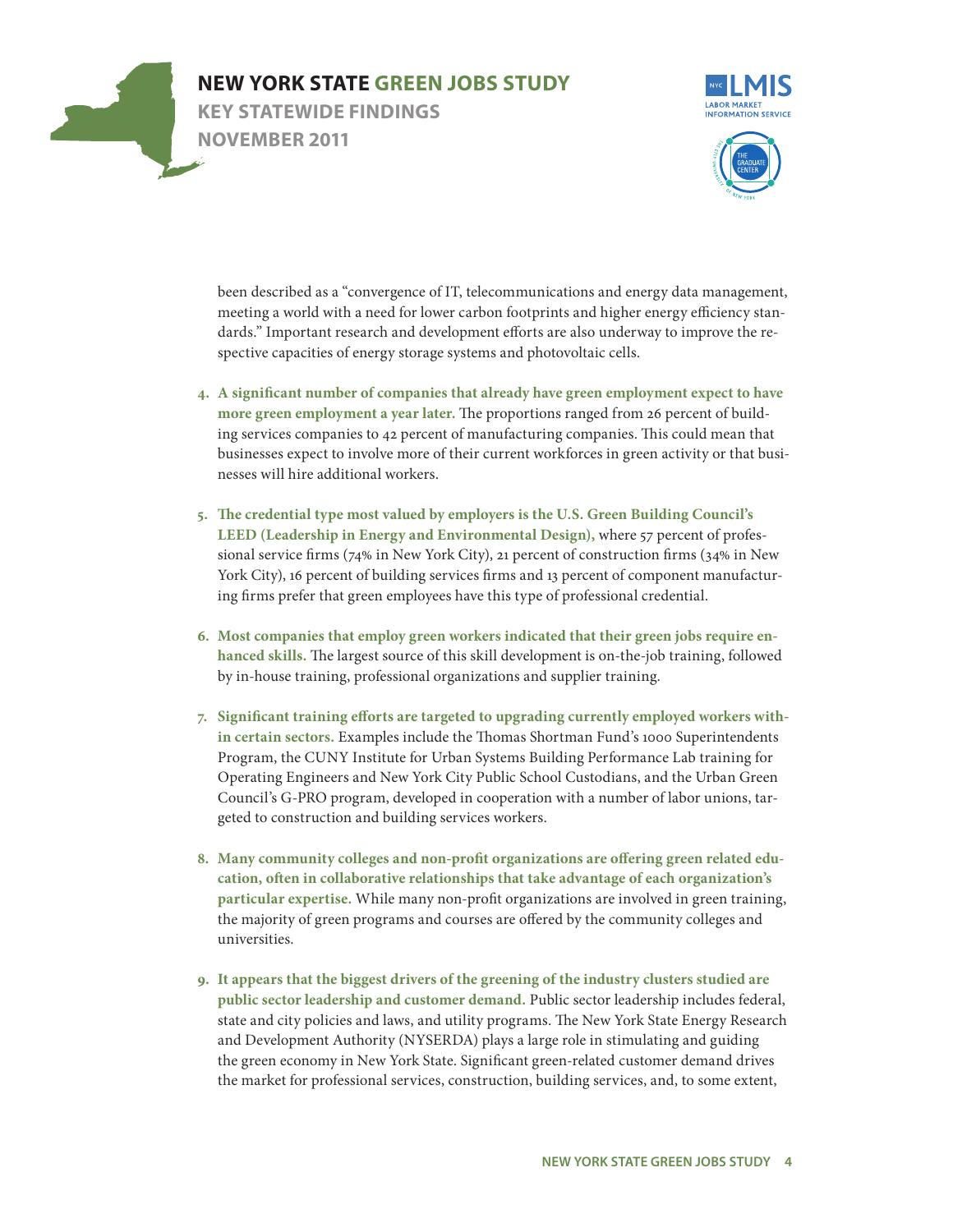been described as a "convergence of IT, telecommunications and energy data management, meeting a world with a need for lower carbon footprints and higher energy efficiency standards." Important research and development efforts are also underway to improve the respective capacities of energy storage systems and photovoltaic cells.

4. **A significant number of companies that already have green employment expect to have more green employment a year later.** The proportions ranged from 26 percent of building services companies to 42 percent of manufacturing companies. This could mean that businesses expect to involve more of their current workforces in green activity or that businesses will hire additional workers.

5. **The credential type most valued by employers is the U.S. Green Building Council's LEED (Leadership in Energy and Environmental Design),** where 57 percent of professional service firms (74% in New York City), 21 percent of construction firms (34% in New York City), 16 percent of building services firms and 13 percent of component manufacturing firms prefer that green employees have this type of professional credential.

6. **Most companies that employ green workers indicated that their green jobs require enhanced skills.** The largest source of this skill development is on-the-job training, followed by in-house training, professional organizations and supplier training.

7. **Significant training efforts are targeted to upgrading currently employed workers within certain sectors.** Examples include the Thomas Shortman Fund's 1000 Superintendents Program, the CUNY Institute for Urban Systems Building Performance Lab training for Operating Engineers and New York City Public School Custodians, and the Urban Green Council's G-PRO program, developed in cooperation with a number of labor unions, targeted to construction and building services workers.

8. **Many community colleges and non-profit organizations are offering green related education, often in collaborative relationships that take advantage of each organization's particular expertise.** While many non-profit organizations are involved in green training, the majority of green programs and courses are offered by the community colleges and universities.

9. **It appears that the biggest drivers of the greening of the industry clusters studied are public sector leadership and customer demand.** Public sector leadership includes federal, state and city policies and laws, and utility programs. The New York State Energy Research and Development Authority (NYSERDA) plays a large role in stimulating and guiding the green economy in New York State. Significant green-related customer demand drives the market for professional services, construction, building services, and, to some extent,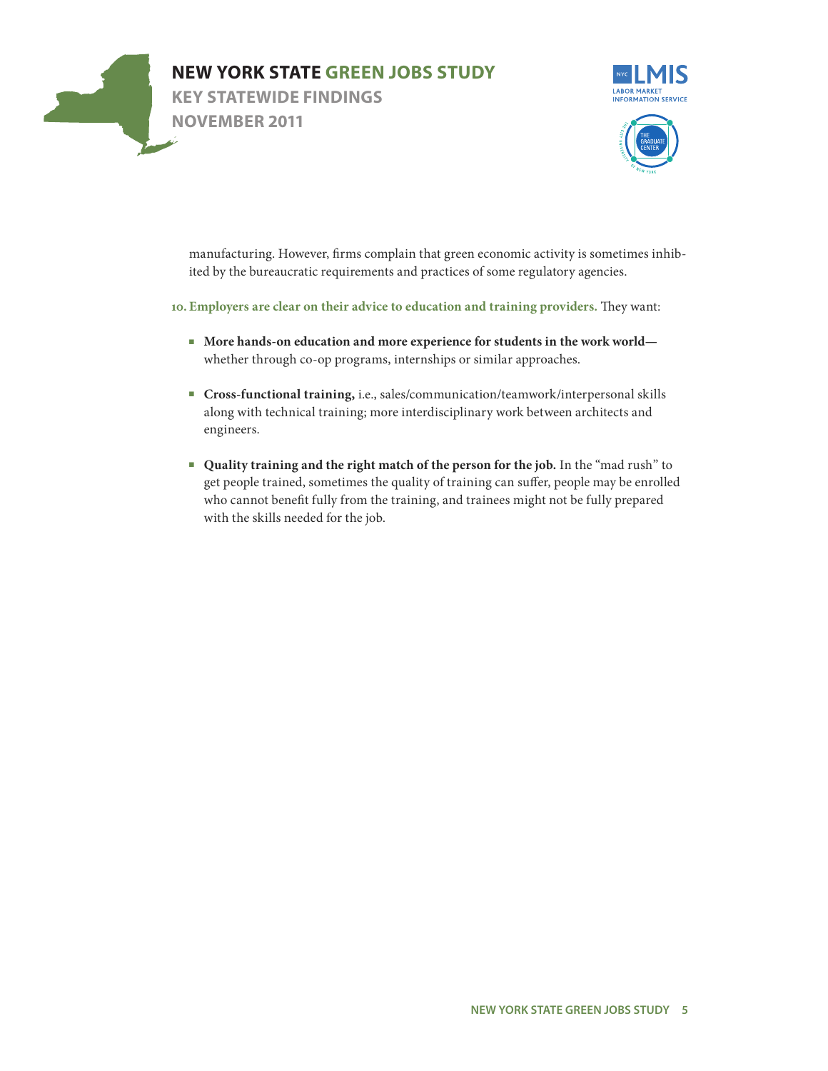manufacturing. However, firms complain that green economic activity is sometimes inhibited by the bureaucratic requirements and practices of some regulatory agencies.

10. **Employers are clear on their advice to education and training providers.** They want:

- **More hands-on education and more experience for students in the work world—** whether through co-op programs, internships or similar approaches.

- **Cross-functional training,** i.e., sales/communication/teamwork/interpersonal skills along with technical training; more interdisciplinary work between architects and engineers.

- **Quality training and the right match of the person for the job.** In the "mad rush" to get people trained, sometimes the quality of training can suffer, people may be enrolled who cannot benefit fully from the training, and trainees might not be fully prepared with the skills needed for the job.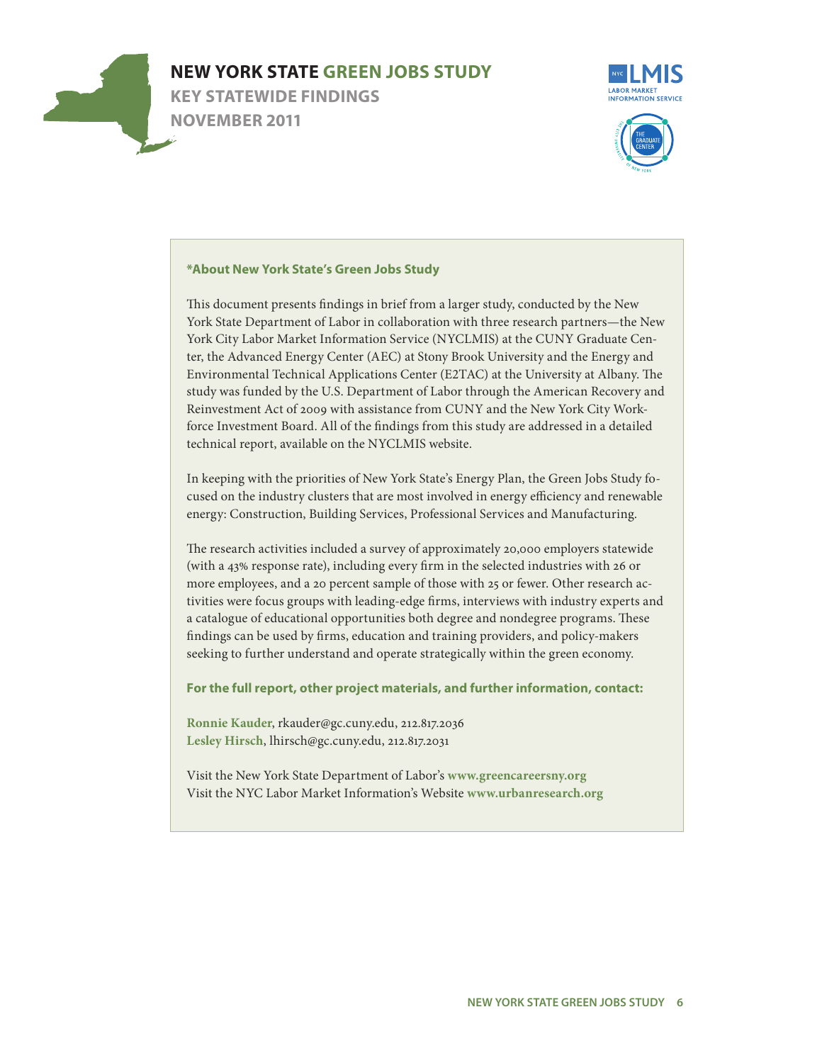# NEW YORK STATE GREEN JOBS STUDY

## KEY STATEWIDE FINDINGS

## NOVEMBER 2011

NYC LMIS LABOR MARKET INFORMATION SERVICE

THE GRADUATE CENTER

**\*About New York State's Green Jobs Study**

This document presents findings in brief from a larger study, conducted by the New York State Department of Labor in collaboration with three research partners—the New York City Labor Market Information Service (NYCLMIS) at the CUNY Graduate Center, the Advanced Energy Center (AEC) at Stony Brook University and the Energy and Environmental Technical Applications Center (E2TAC) at the University at Albany. The study was funded by the U.S. Department of Labor through the American Recovery and Reinvestment Act of 2009 with assistance from CUNY and the New York City Workforce Investment Board. All of the findings from this study are addressed in a detailed technical report, available on the NYCLMIS website.

In keeping with the priorities of New York State's Energy Plan, the Green Jobs Study focused on the industry clusters that are most involved in energy efficiency and renewable energy: Construction, Building Services, Professional Services and Manufacturing.

The research activities included a survey of approximately 20,000 employers statewide (with a 43% response rate), including every firm in the selected industries with 26 or more employees, and a 20 percent sample of those with 25 or fewer. Other research activities were focus groups with leading-edge firms, interviews with industry experts and a catalogue of educational opportunities both degree and nondegree programs. These findings can be used by firms, education and training providers, and policy-makers seeking to further understand and operate strategically within the green economy.

**For the full report, other project materials, and further information, contact:**

**Ronnie Kauder**, rkauder@gc.cuny.edu, 212.817.2036
**Lesley Hirsch**, lhirsch@gc.cuny.edu, 212.817.2031

Visit the New York State Department of Labor's **www.greencareersny.org**
Visit the NYC Labor Market Information's Website **www.urbanresearch.org**